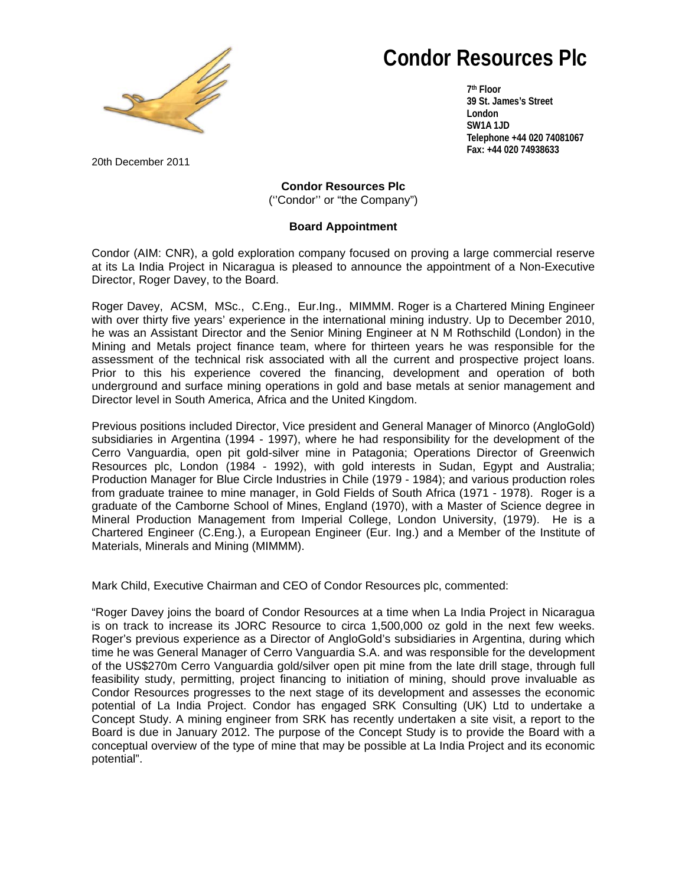# Condor Resources Plc

**7th Floor**
**39 St. James's Street**
**London**
**SW1A 1JD**
**Telephone +44 020 74081067**
**Fax: +44 020 74938633**

20th December 2011

**Condor Resources Plc**
(''Condor'' or "the Company")

**Board Appointment**

Condor (AIM: CNR), a gold exploration company focused on proving a large commercial reserve at its La India Project in Nicaragua is pleased to announce the appointment of a Non-Executive Director, Roger Davey, to the Board.

Roger Davey, ACSM, MSc., C.Eng., Eur.Ing., MIMMM. Roger is a Chartered Mining Engineer with over thirty five years' experience in the international mining industry. Up to December 2010, he was an Assistant Director and the Senior Mining Engineer at N M Rothschild (London) in the Mining and Metals project finance team, where for thirteen years he was responsible for the assessment of the technical risk associated with all the current and prospective project loans. Prior to this his experience covered the financing, development and operation of both underground and surface mining operations in gold and base metals at senior management and Director level in South America, Africa and the United Kingdom.

Previous positions included Director, Vice president and General Manager of Minorco (AngloGold) subsidiaries in Argentina (1994 - 1997), where he had responsibility for the development of the Cerro Vanguardia, open pit gold-silver mine in Patagonia; Operations Director of Greenwich Resources plc, London (1984 - 1992), with gold interests in Sudan, Egypt and Australia; Production Manager for Blue Circle Industries in Chile (1979 - 1984); and various production roles from graduate trainee to mine manager, in Gold Fields of South Africa (1971 - 1978). Roger is a graduate of the Camborne School of Mines, England (1970), with a Master of Science degree in Mineral Production Management from Imperial College, London University, (1979). He is a Chartered Engineer (C.Eng.), a European Engineer (Eur. Ing.) and a Member of the Institute of Materials, Minerals and Mining (MIMMM).

Mark Child, Executive Chairman and CEO of Condor Resources plc, commented:

"Roger Davey joins the board of Condor Resources at a time when La India Project in Nicaragua is on track to increase its JORC Resource to circa 1,500,000 oz gold in the next few weeks. Roger's previous experience as a Director of AngloGold's subsidiaries in Argentina, during which time he was General Manager of Cerro Vanguardia S.A. and was responsible for the development of the US$270m Cerro Vanguardia gold/silver open pit mine from the late drill stage, through full feasibility study, permitting, project financing to initiation of mining, should prove invaluable as Condor Resources progresses to the next stage of its development and assesses the economic potential of La India Project. Condor has engaged SRK Consulting (UK) Ltd to undertake a Concept Study. A mining engineer from SRK has recently undertaken a site visit, a report to the Board is due in January 2012. The purpose of the Concept Study is to provide the Board with a conceptual overview of the type of mine that may be possible at La India Project and its economic potential".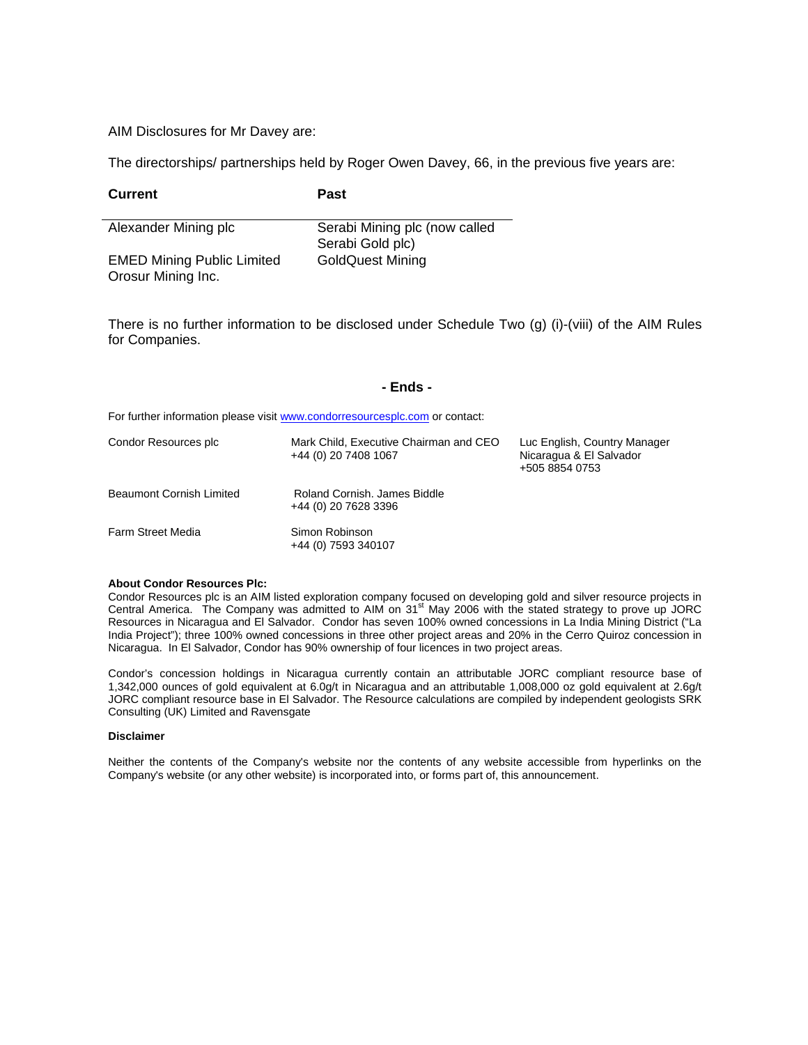AIM Disclosures for Mr Davey are:

The directorships/ partnerships held by Roger Owen Davey, 66, in the previous five years are:

| **Current** | **Past** |
|---|---|
| Alexander Mining plc | Serabi Mining plc (now called Serabi Gold plc) |
| EMED Mining Public Limited | GoldQuest Mining |
| Orosur Mining Inc. | |

There is no further information to be disclosed under Schedule Two (g) (i)-(viii) of the AIM Rules for Companies.

**- Ends -**

For further information please visit www.condorresourcesplc.com or contact:

| | | |
|---|---|---|
| Condor Resources plc | Mark Child, Executive Chairman and CEO<br>+44 (0) 20 7408 1067 | Luc English, Country Manager Nicaragua & El Salvador<br>+505 8854 0753 |
| Beaumont Cornish Limited | Roland Cornish. James Biddle<br>+44 (0) 20 7628 3396 | |
| Farm Street Media | Simon Robinson<br>+44 (0) 7593 340107 | |

**About Condor Resources Plc:**

Condor Resources plc is an AIM listed exploration company focused on developing gold and silver resource projects in Central America. The Company was admitted to AIM on 31st May 2006 with the stated strategy to prove up JORC Resources in Nicaragua and El Salvador. Condor has seven 100% owned concessions in La India Mining District ("La India Project"); three 100% owned concessions in three other project areas and 20% in the Cerro Quiroz concession in Nicaragua. In El Salvador, Condor has 90% ownership of four licences in two project areas.

Condor's concession holdings in Nicaragua currently contain an attributable JORC compliant resource base of 1,342,000 ounces of gold equivalent at 6.0g/t in Nicaragua and an attributable 1,008,000 oz gold equivalent at 2.6g/t JORC compliant resource base in El Salvador. The Resource calculations are compiled by independent geologists SRK Consulting (UK) Limited and Ravensgate

**Disclaimer**

Neither the contents of the Company's website nor the contents of any website accessible from hyperlinks on the Company's website (or any other website) is incorporated into, or forms part of, this announcement.